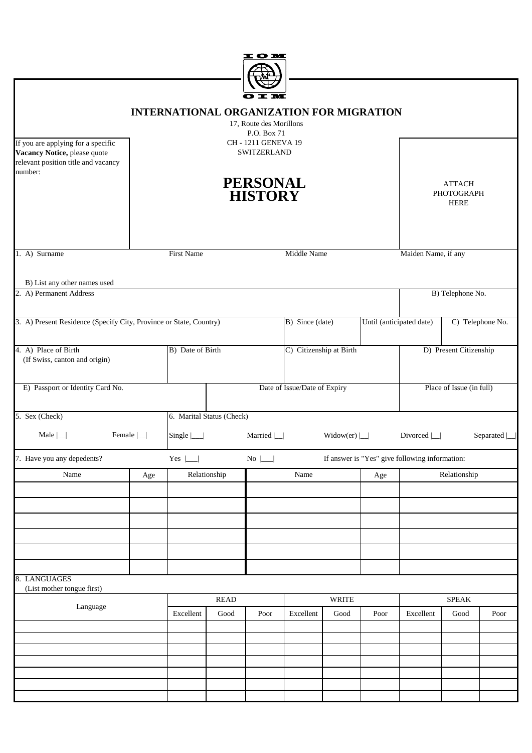IOM

OIM

# INTERNATIONAL ORGANIZATION FOR MIGRATION

17, Route des Morillons
P.O. Box 71
CH - 1211 GENEVA 19
SWITZERLAND

If you are applying for a specific **Vacancy Notice,** please quote relevant position title and vacancy number:

# PERSONAL HISTORY

ATTACH PHOTOGRAPH HERE

| 1. A) Surname | First Name | Middle Name | Maiden Name, if any |
|---|---|---|---|
| B) List any other names used | | | |

| 2. A) Permanent Address | B) Telephone No. |
|---|---|
| | |

| 3. A) Present Residence (Specify City, Province or State, Country) | B) Since (date) | Until (anticipated date) | C) Telephone No. |
|---|---|---|---|
| | | | |

| 4. A) Place of Birth (If Swiss, canton and origin) | B) Date of Birth | C) Citizenship at Birth | D) Present Citizenship |
|---|---|---|---|
| | | | |

| E) Passport or Identity Card No. | Date of Issue/Date of Expiry | Place of Issue (in full) |
|---|---|---|
| | | |

5. Sex (Check)

Male |__| Female |__|

6. Marital Status (Check)

Single |___| Married |__| Widow(er) |__| Divorced |__| Separated |__|

7. Have you any depedents? Yes |___| No |___| If answer is "Yes" give following information:

| Name | Age | Relationship | Name | Age | Relationship |
|---|---|---|---|---|---|
| | | | | | |
| | | | | | |
| | | | | | |
| | | | | | |
| | | | | | |
| | | | | | |

8. LANGUAGES
(List mother tongue first)

| Language | READ | | | WRITE | | | SPEAK | | |
|---|---|---|---|---|---|---|---|---|---|
| | Excellent | Good | Poor | Excellent | Good | Poor | Excellent | Good | Poor |
| | | | | | | | | | |
| | | | | | | | | | |
| | | | | | | | | | |
| | | | | | | | | | |
| | | | | | | | | | |
| | | | | | | | | | |
| | | | | | | | | | |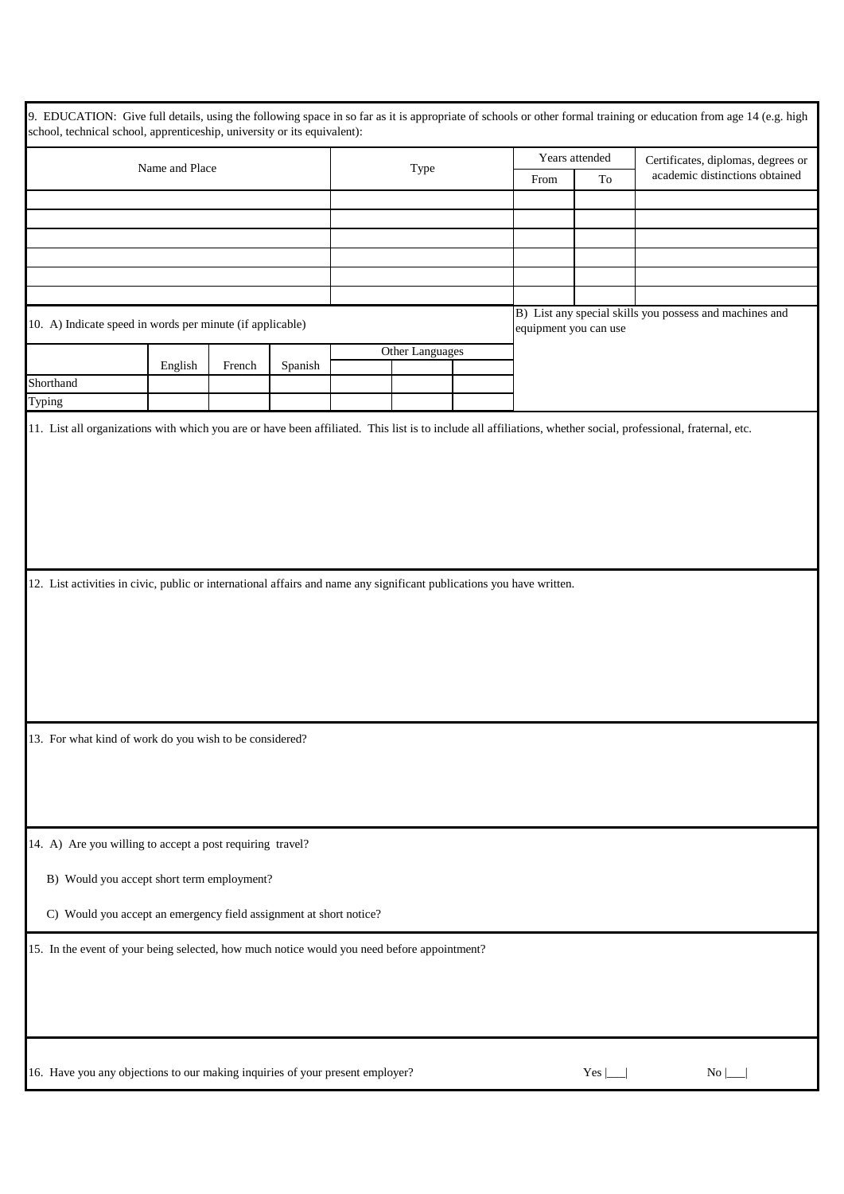9. EDUCATION: Give full details, using the following space in so far as it is appropriate of schools or other formal training or education from age 14 (e.g. high school, technical school, apprenticeship, university or its equivalent):

| Name and Place | Type | Years attended | | Certificates, diplomas, degrees or academic distinctions obtained |
|---|---|---|---|---|
| | | From | To | |
| | | | | |
| | | | | |
| | | | | |
| | | | | |
| | | | | |
| | | | | |

10. A) Indicate speed in words per minute (if applicable)

| | English | French | Spanish | Other Languages | | |
|---|---|---|---|---|---|---|
| Shorthand | | | | | | |
| Typing | | | | | | |

B) List any special skills you possess and machines and equipment you can use

11. List all organizations with which you are or have been affiliated. This list is to include all affiliations, whether social, professional, fraternal, etc.

12. List activities in civic, public or international affairs and name any significant publications you have written.

13. For what kind of work do you wish to be considered?

14. A) Are you willing to accept a post requiring travel?

B) Would you accept short term employment?

C) Would you accept an emergency field assignment at short notice?

15. In the event of your being selected, how much notice would you need before appointment?

16. Have you any objections to our making inquiries of your present employer? Yes |___| No |___|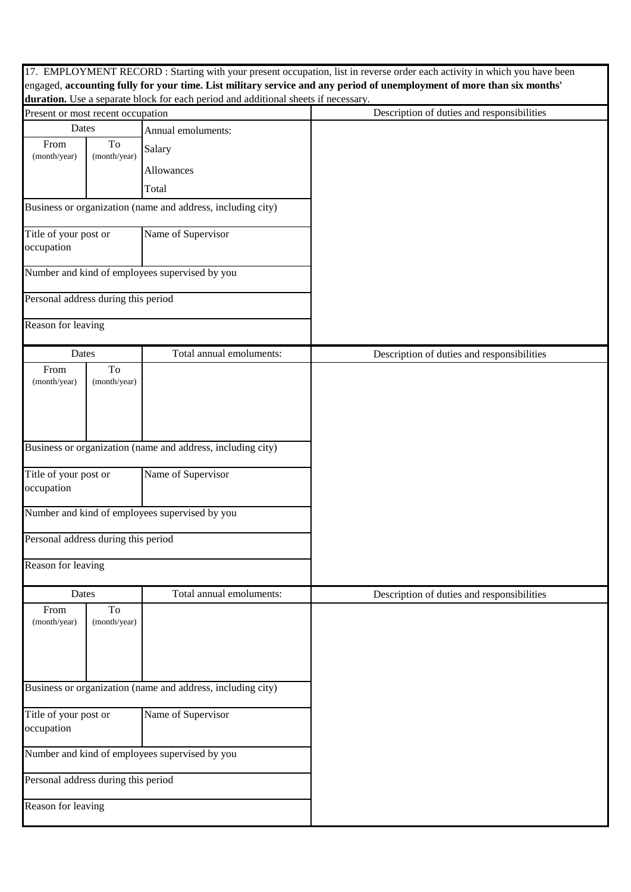17. EMPLOYMENT RECORD : Starting with your present occupation, list in reverse order each activity in which you have been engaged, **accounting fully for your time. List military service and any period of unemployment of more than six months' duration.** Use a separate block for each period and additional sheets if necessary.

| Present or most recent occupation | | | Description of duties and responsibilities |
|---|---|---|---|
| Dates | | Annual emoluments: | |
| From (month/year) | To (month/year) | Salary | |
| | | Allowances | |
| | | Total | |
| Business or organization (name and address, including city) | | | |
| Title of your post or occupation | | Name of Supervisor | |
| Number and kind of employees supervised by you | | | |
| Personal address during this period | | | |
| Reason for leaving | | | |

| Dates | | Total annual emoluments: | Description of duties and responsibilities |
|---|---|---|---|
| From (month/year) | To (month/year) | | |
| Business or organization (name and address, including city) | | | |
| Title of your post or occupation | | Name of Supervisor | |
| Number and kind of employees supervised by you | | | |
| Personal address during this period | | | |
| Reason for leaving | | | |

| Dates | | Total annual emoluments: | Description of duties and responsibilities |
|---|---|---|---|
| From (month/year) | To (month/year) | | |
| Business or organization (name and address, including city) | | | |
| Title of your post or occupation | | Name of Supervisor | |
| Number and kind of employees supervised by you | | | |
| Personal address during this period | | | |
| Reason for leaving | | | |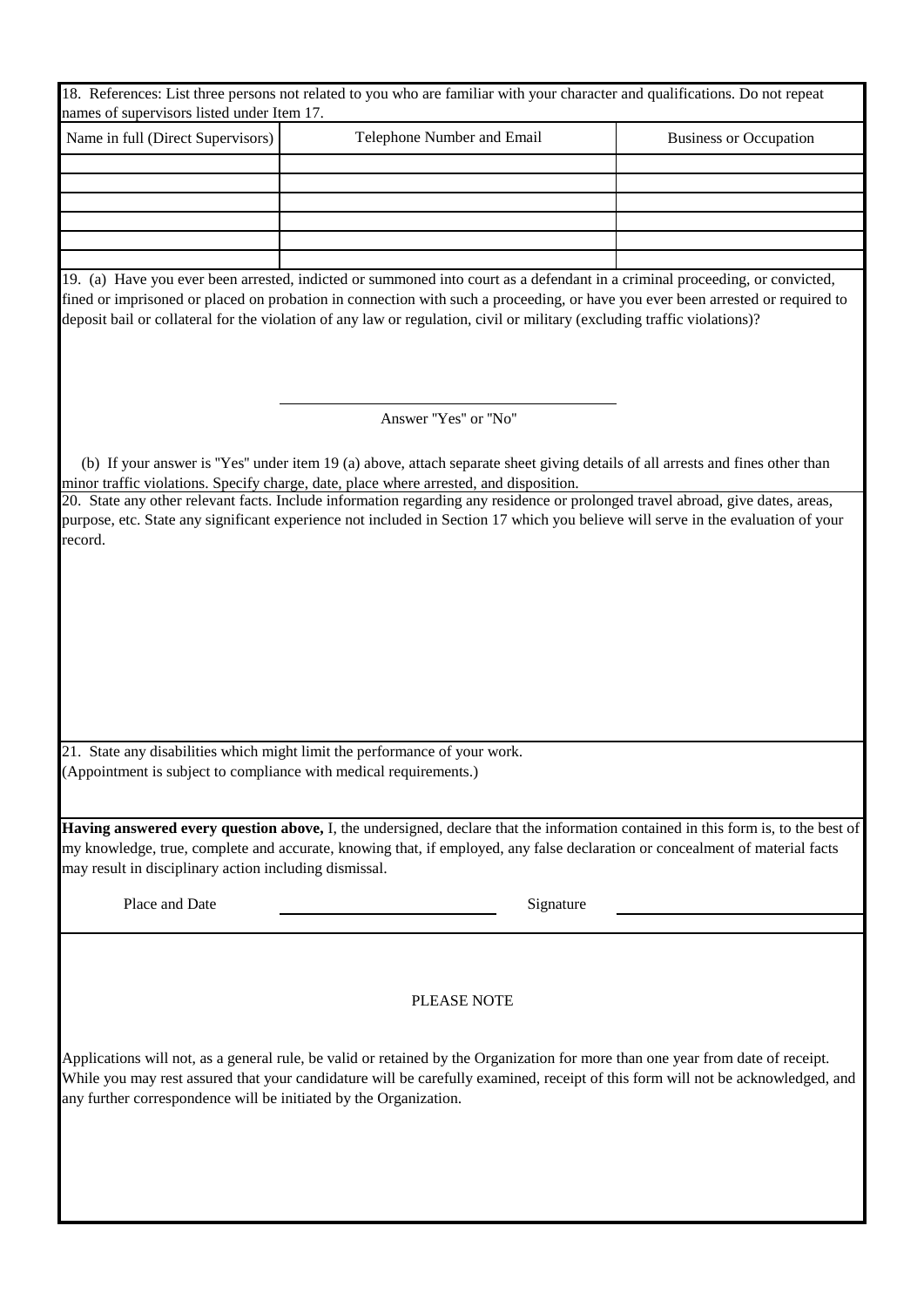18. References: List three persons not related to you who are familiar with your character and qualifications. Do not repeat names of supervisors listed under Item 17.

| Name in full (Direct Supervisors) | Telephone Number and Email | Business or Occupation |
|---|---|---|
| | | |
| | | |
| | | |
| | | |
| | | |
| | | |

19. (a) Have you ever been arrested, indicted or summoned into court as a defendant in a criminal proceeding, or convicted, fined or imprisoned or placed on probation in connection with such a proceeding, or have you ever been arrested or required to deposit bail or collateral for the violation of any law or regulation, civil or military (excluding traffic violations)?

Answer "Yes" or "No"

(b) If your answer is "Yes" under item 19 (a) above, attach separate sheet giving details of all arrests and fines other than minor traffic violations. Specify charge, date, place where arrested, and disposition.

20. State any other relevant facts. Include information regarding any residence or prolonged travel abroad, give dates, areas, purpose, etc. State any significant experience not included in Section 17 which you believe will serve in the evaluation of your record.

21. State any disabilities which might limit the performance of your work.
(Appointment is subject to compliance with medical requirements.)

**Having answered every question above,** I, the undersigned, declare that the information contained in this form is, to the best of my knowledge, true, complete and accurate, knowing that, if employed, any false declaration or concealment of material facts may result in disciplinary action including dismissal.

Place and Date ______________________ Signature ______________________

PLEASE NOTE

Applications will not, as a general rule, be valid or retained by the Organization for more than one year from date of receipt. While you may rest assured that your candidature will be carefully examined, receipt of this form will not be acknowledged, and any further correspondence will be initiated by the Organization.